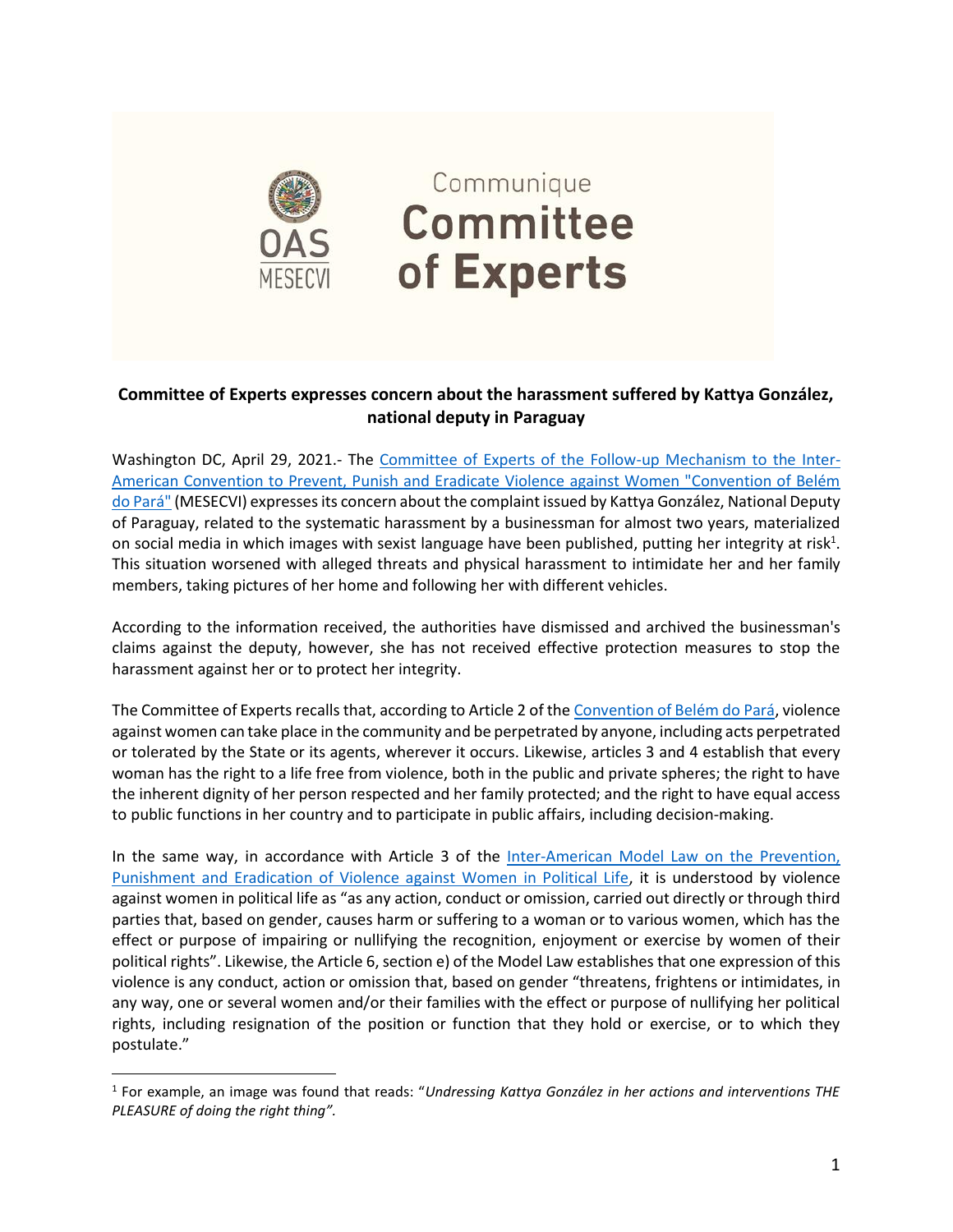Communique

# Committee of Experts

**Committee of Experts expresses concern about the harassment suffered by Kattya González, national deputy in Paraguay**

Washington DC, April 29, 2021.- The Committee of Experts of the Follow-up Mechanism to the Inter-American Convention to Prevent, Punish and Eradicate Violence against Women "Convention of Belém do Pará" (MESECVI) expresses its concern about the complaint issued by Kattya González, National Deputy of Paraguay, related to the systematic harassment by a businessman for almost two years, materialized on social media in which images with sexist language have been published, putting her integrity at risk[1]. This situation worsened with alleged threats and physical harassment to intimidate her and her family members, taking pictures of her home and following her with different vehicles.

According to the information received, the authorities have dismissed and archived the businessman's claims against the deputy, however, she has not received effective protection measures to stop the harassment against her or to protect her integrity.

The Committee of Experts recalls that, according to Article 2 of the Convention of Belém do Pará, violence against women can take place in the community and be perpetrated by anyone, including acts perpetrated or tolerated by the State or its agents, wherever it occurs. Likewise, articles 3 and 4 establish that every woman has the right to a life free from violence, both in the public and private spheres; the right to have the inherent dignity of her person respected and her family protected; and the right to have equal access to public functions in her country and to participate in public affairs, including decision-making.

In the same way, in accordance with Article 3 of the Inter-American Model Law on the Prevention, Punishment and Eradication of Violence against Women in Political Life, it is understood by violence against women in political life as "as any action, conduct or omission, carried out directly or through third parties that, based on gender, causes harm or suffering to a woman or to various women, which has the effect or purpose of impairing or nullifying the recognition, enjoyment or exercise by women of their political rights". Likewise, the Article 6, section e) of the Model Law establishes that one expression of this violence is any conduct, action or omission, that based on gender "threatens, frightens or intimidates, in any way, one or several women and/or their families with the effect or purpose of nullifying her political rights, including resignation of the position or function that they hold or exercise, or to which they postulate."

---

[1] For example, an image was found that reads: "*Undressing Kattya González in her actions and interventions THE PLEASURE of doing the right thing".*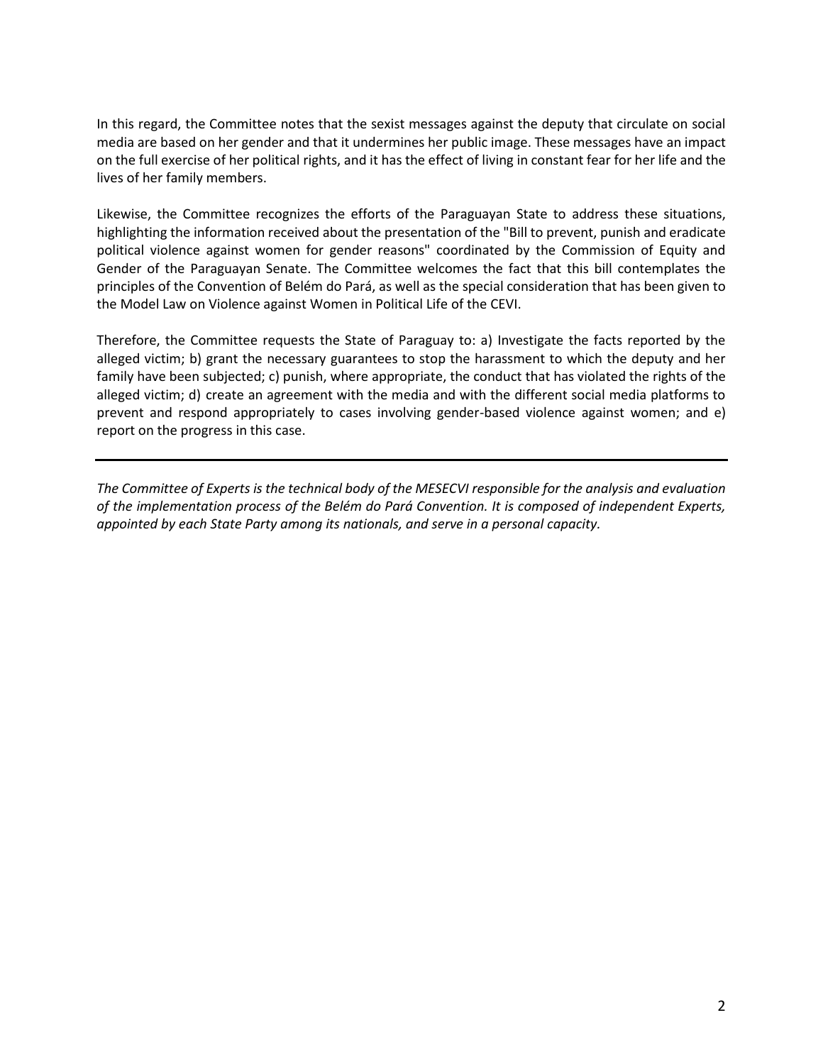In this regard, the Committee notes that the sexist messages against the deputy that circulate on social media are based on her gender and that it undermines her public image. These messages have an impact on the full exercise of her political rights, and it has the effect of living in constant fear for her life and the lives of her family members.

Likewise, the Committee recognizes the efforts of the Paraguayan State to address these situations, highlighting the information received about the presentation of the "Bill to prevent, punish and eradicate political violence against women for gender reasons" coordinated by the Commission of Equity and Gender of the Paraguayan Senate. The Committee welcomes the fact that this bill contemplates the principles of the Convention of Belém do Pará, as well as the special consideration that has been given to the Model Law on Violence against Women in Political Life of the CEVI.

Therefore, the Committee requests the State of Paraguay to: a) Investigate the facts reported by the alleged victim; b) grant the necessary guarantees to stop the harassment to which the deputy and her family have been subjected; c) punish, where appropriate, the conduct that has violated the rights of the alleged victim; d) create an agreement with the media and with the different social media platforms to prevent and respond appropriately to cases involving gender-based violence against women; and e) report on the progress in this case.

---

*The Committee of Experts is the technical body of the MESECVI responsible for the analysis and evaluation of the implementation process of the Belém do Pará Convention. It is composed of independent Experts, appointed by each State Party among its nationals, and serve in a personal capacity.*